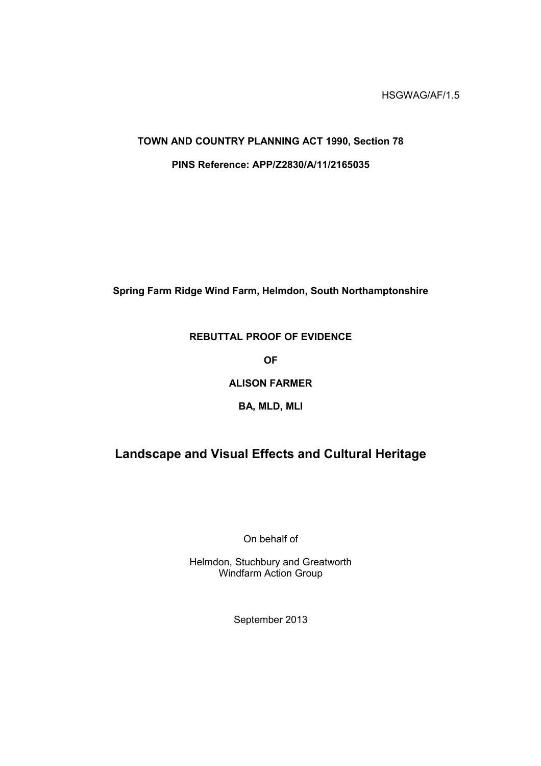HSGWAG/AF/1.5

**TOWN AND COUNTRY PLANNING ACT 1990, Section 78**

**PINS Reference: APP/Z2830/A/11/2165035**

**Spring Farm Ridge Wind Farm, Helmdon, South Northamptonshire**

**REBUTTAL PROOF OF EVIDENCE**

**OF**

**ALISON FARMER**

**BA, MLD, MLI**

## Landscape and Visual Effects and Cultural Heritage

On behalf of

Helmdon, Stuchbury and Greatworth
Windfarm Action Group

September 2013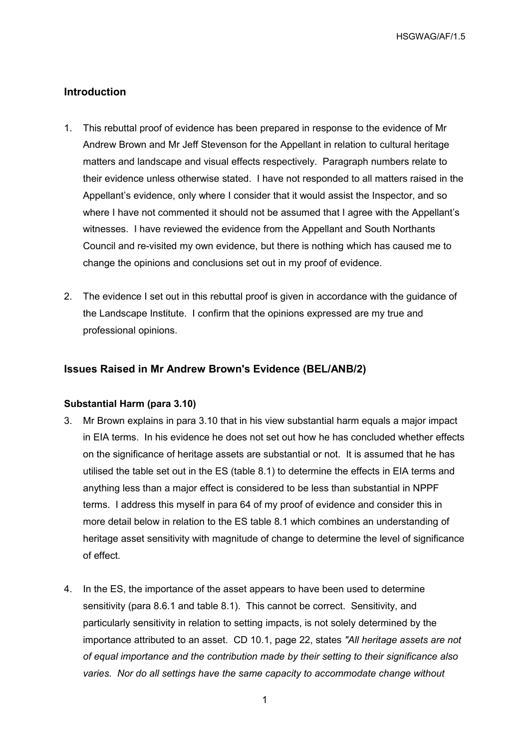## Introduction

1. This rebuttal proof of evidence has been prepared in response to the evidence of Mr Andrew Brown and Mr Jeff Stevenson for the Appellant in relation to cultural heritage matters and landscape and visual effects respectively. Paragraph numbers relate to their evidence unless otherwise stated. I have not responded to all matters raised in the Appellant's evidence, only where I consider that it would assist the Inspector, and so where I have not commented it should not be assumed that I agree with the Appellant's witnesses. I have reviewed the evidence from the Appellant and South Northants Council and re-visited my own evidence, but there is nothing which has caused me to change the opinions and conclusions set out in my proof of evidence.

2. The evidence I set out in this rebuttal proof is given in accordance with the guidance of the Landscape Institute. I confirm that the opinions expressed are my true and professional opinions.

## Issues Raised in Mr Andrew Brown's Evidence (BEL/ANB/2)

### Substantial Harm (para 3.10)

3. Mr Brown explains in para 3.10 that in his view substantial harm equals a major impact in EIA terms. In his evidence he does not set out how he has concluded whether effects on the significance of heritage assets are substantial or not. It is assumed that he has utilised the table set out in the ES (table 8.1) to determine the effects in EIA terms and anything less than a major effect is considered to be less than substantial in NPPF terms. I address this myself in para 64 of my proof of evidence and consider this in more detail below in relation to the ES table 8.1 which combines an understanding of heritage asset sensitivity with magnitude of change to determine the level of significance of effect.

4. In the ES, the importance of the asset appears to have been used to determine sensitivity (para 8.6.1 and table 8.1). This cannot be correct. Sensitivity, and particularly sensitivity in relation to setting impacts, is not solely determined by the importance attributed to an asset. CD 10.1, page 22, states *"All heritage assets are not of equal importance and the contribution made by their setting to their significance also varies. Nor do all settings have the same capacity to accommodate change without*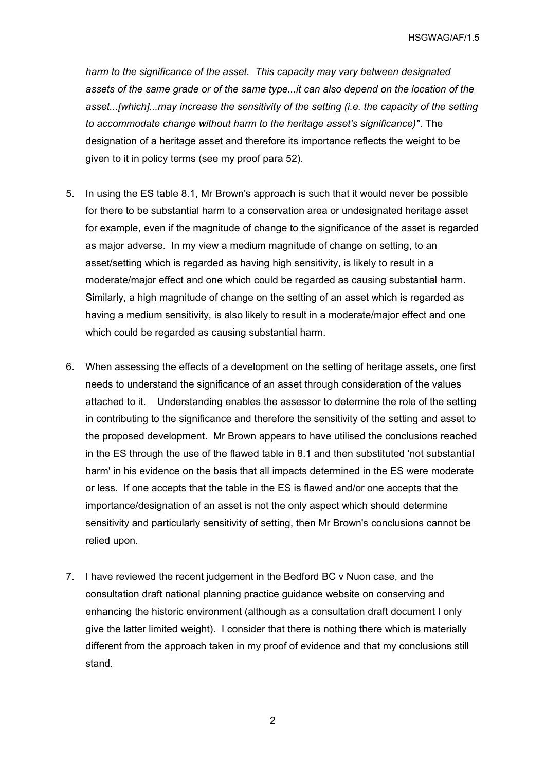*harm to the significance of the asset. This capacity may vary between designated assets of the same grade or of the same type...it can also depend on the location of the asset...[which]...may increase the sensitivity of the setting (i.e. the capacity of the setting to accommodate change without harm to the heritage asset's significance)"*. The designation of a heritage asset and therefore its importance reflects the weight to be given to it in policy terms (see my proof para 52).

5. In using the ES table 8.1, Mr Brown's approach is such that it would never be possible for there to be substantial harm to a conservation area or undesignated heritage asset for example, even if the magnitude of change to the significance of the asset is regarded as major adverse. In my view a medium magnitude of change on setting, to an asset/setting which is regarded as having high sensitivity, is likely to result in a moderate/major effect and one which could be regarded as causing substantial harm. Similarly, a high magnitude of change on the setting of an asset which is regarded as having a medium sensitivity, is also likely to result in a moderate/major effect and one which could be regarded as causing substantial harm.

6. When assessing the effects of a development on the setting of heritage assets, one first needs to understand the significance of an asset through consideration of the values attached to it. Understanding enables the assessor to determine the role of the setting in contributing to the significance and therefore the sensitivity of the setting and asset to the proposed development. Mr Brown appears to have utilised the conclusions reached in the ES through the use of the flawed table in 8.1 and then substituted 'not substantial harm' in his evidence on the basis that all impacts determined in the ES were moderate or less. If one accepts that the table in the ES is flawed and/or one accepts that the importance/designation of an asset is not the only aspect which should determine sensitivity and particularly sensitivity of setting, then Mr Brown's conclusions cannot be relied upon.

7. I have reviewed the recent judgement in the Bedford BC v Nuon case, and the consultation draft national planning practice guidance website on conserving and enhancing the historic environment (although as a consultation draft document I only give the latter limited weight). I consider that there is nothing there which is materially different from the approach taken in my proof of evidence and that my conclusions still stand.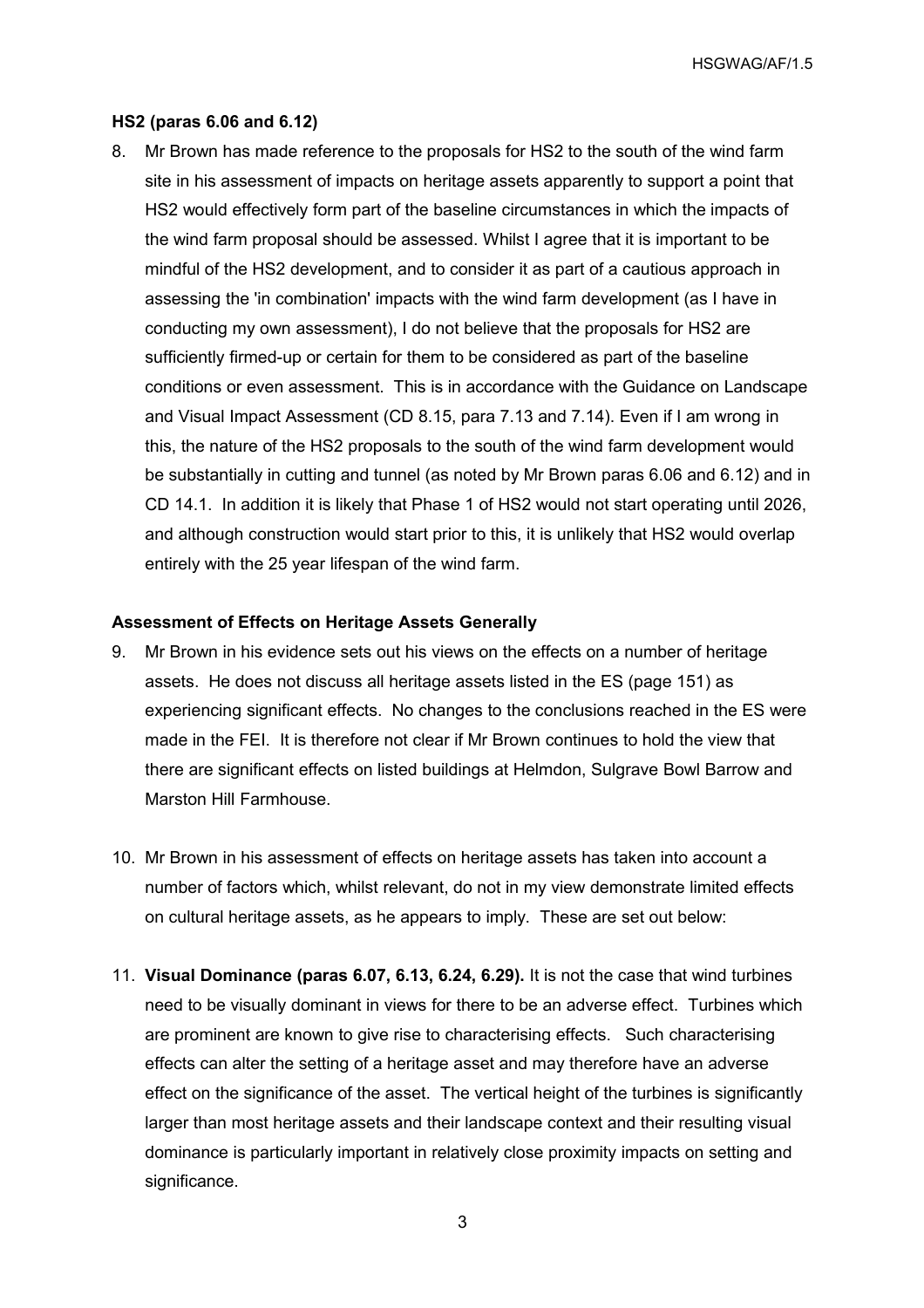### HS2 (paras 6.06 and 6.12)

8. Mr Brown has made reference to the proposals for HS2 to the south of the wind farm site in his assessment of impacts on heritage assets apparently to support a point that HS2 would effectively form part of the baseline circumstances in which the impacts of the wind farm proposal should be assessed. Whilst I agree that it is important to be mindful of the HS2 development, and to consider it as part of a cautious approach in assessing the 'in combination' impacts with the wind farm development (as I have in conducting my own assessment), I do not believe that the proposals for HS2 are sufficiently firmed-up or certain for them to be considered as part of the baseline conditions or even assessment. This is in accordance with the Guidance on Landscape and Visual Impact Assessment (CD 8.15, para 7.13 and 7.14). Even if I am wrong in this, the nature of the HS2 proposals to the south of the wind farm development would be substantially in cutting and tunnel (as noted by Mr Brown paras 6.06 and 6.12) and in CD 14.1. In addition it is likely that Phase 1 of HS2 would not start operating until 2026, and although construction would start prior to this, it is unlikely that HS2 would overlap entirely with the 25 year lifespan of the wind farm.

### Assessment of Effects on Heritage Assets Generally

9. Mr Brown in his evidence sets out his views on the effects on a number of heritage assets. He does not discuss all heritage assets listed in the ES (page 151) as experiencing significant effects. No changes to the conclusions reached in the ES were made in the FEI. It is therefore not clear if Mr Brown continues to hold the view that there are significant effects on listed buildings at Helmdon, Sulgrave Bowl Barrow and Marston Hill Farmhouse.

10. Mr Brown in his assessment of effects on heritage assets has taken into account a number of factors which, whilst relevant, do not in my view demonstrate limited effects on cultural heritage assets, as he appears to imply. These are set out below:

11. **Visual Dominance (paras 6.07, 6.13, 6.24, 6.29).** It is not the case that wind turbines need to be visually dominant in views for there to be an adverse effect. Turbines which are prominent are known to give rise to characterising effects. Such characterising effects can alter the setting of a heritage asset and may therefore have an adverse effect on the significance of the asset. The vertical height of the turbines is significantly larger than most heritage assets and their landscape context and their resulting visual dominance is particularly important in relatively close proximity impacts on setting and significance.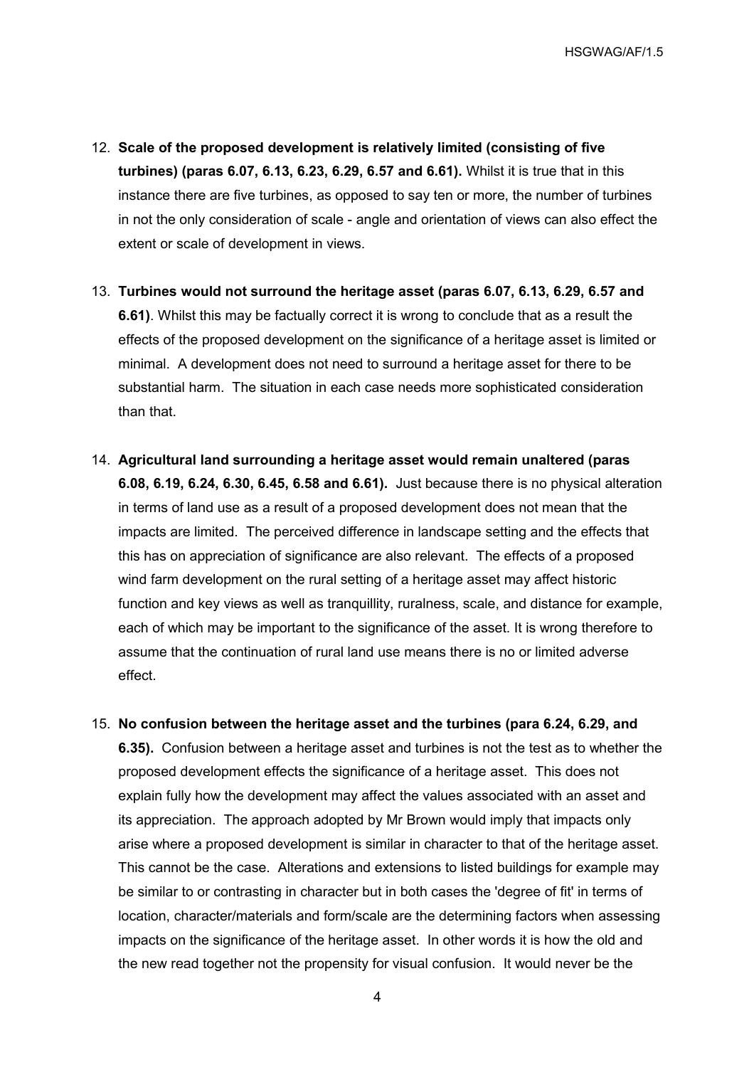12. **Scale of the proposed development is relatively limited (consisting of five turbines) (paras 6.07, 6.13, 6.23, 6.29, 6.57 and 6.61).** Whilst it is true that in this instance there are five turbines, as opposed to say ten or more, the number of turbines in not the only consideration of scale - angle and orientation of views can also effect the extent or scale of development in views.

13. **Turbines would not surround the heritage asset (paras 6.07, 6.13, 6.29, 6.57 and 6.61)**. Whilst this may be factually correct it is wrong to conclude that as a result the effects of the proposed development on the significance of a heritage asset is limited or minimal. A development does not need to surround a heritage asset for there to be substantial harm. The situation in each case needs more sophisticated consideration than that.

14. **Agricultural land surrounding a heritage asset would remain unaltered (paras 6.08, 6.19, 6.24, 6.30, 6.45, 6.58 and 6.61).** Just because there is no physical alteration in terms of land use as a result of a proposed development does not mean that the impacts are limited. The perceived difference in landscape setting and the effects that this has on appreciation of significance are also relevant. The effects of a proposed wind farm development on the rural setting of a heritage asset may affect historic function and key views as well as tranquillity, ruralness, scale, and distance for example, each of which may be important to the significance of the asset. It is wrong therefore to assume that the continuation of rural land use means there is no or limited adverse effect.

15. **No confusion between the heritage asset and the turbines (para 6.24, 6.29, and 6.35).** Confusion between a heritage asset and turbines is not the test as to whether the proposed development effects the significance of a heritage asset. This does not explain fully how the development may affect the values associated with an asset and its appreciation. The approach adopted by Mr Brown would imply that impacts only arise where a proposed development is similar in character to that of the heritage asset. This cannot be the case. Alterations and extensions to listed buildings for example may be similar to or contrasting in character but in both cases the 'degree of fit' in terms of location, character/materials and form/scale are the determining factors when assessing impacts on the significance of the heritage asset. In other words it is how the old and the new read together not the propensity for visual confusion. It would never be the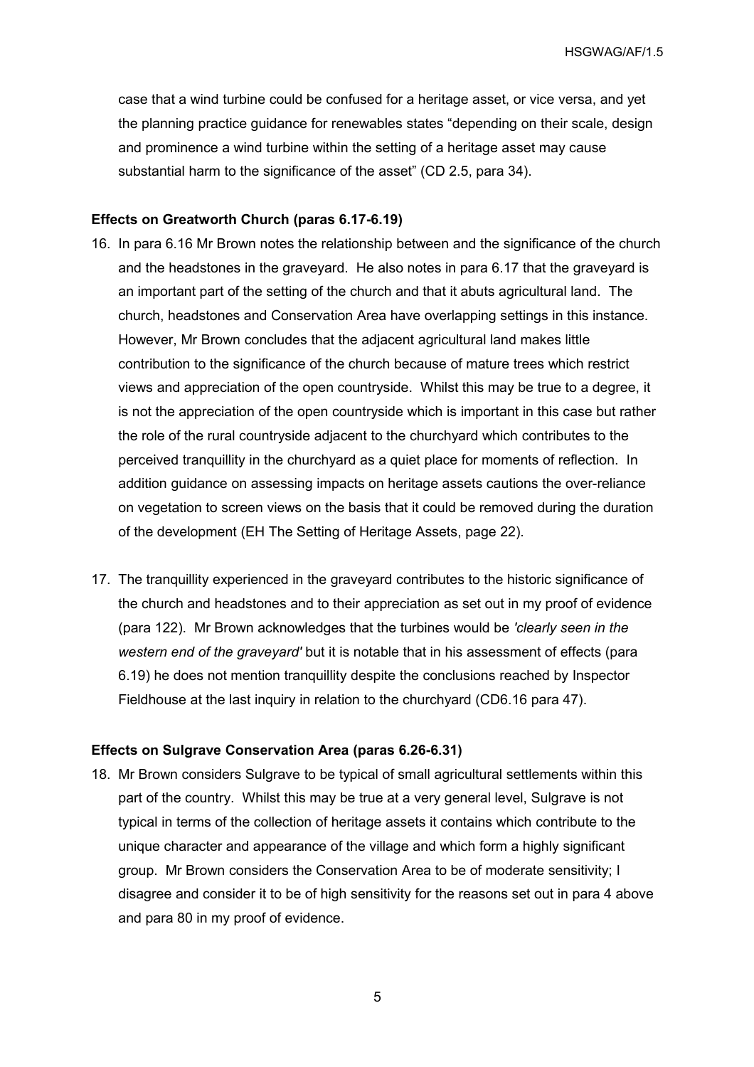case that a wind turbine could be confused for a heritage asset, or vice versa, and yet the planning practice guidance for renewables states "depending on their scale, design and prominence a wind turbine within the setting of a heritage asset may cause substantial harm to the significance of the asset" (CD 2.5, para 34).

**Effects on Greatworth Church (paras 6.17-6.19)**

16. In para 6.16 Mr Brown notes the relationship between and the significance of the church and the headstones in the graveyard. He also notes in para 6.17 that the graveyard is an important part of the setting of the church and that it abuts agricultural land. The church, headstones and Conservation Area have overlapping settings in this instance. However, Mr Brown concludes that the adjacent agricultural land makes little contribution to the significance of the church because of mature trees which restrict views and appreciation of the open countryside. Whilst this may be true to a degree, it is not the appreciation of the open countryside which is important in this case but rather the role of the rural countryside adjacent to the churchyard which contributes to the perceived tranquillity in the churchyard as a quiet place for moments of reflection. In addition guidance on assessing impacts on heritage assets cautions the over-reliance on vegetation to screen views on the basis that it could be removed during the duration of the development (EH The Setting of Heritage Assets, page 22).

17. The tranquillity experienced in the graveyard contributes to the historic significance of the church and headstones and to their appreciation as set out in my proof of evidence (para 122). Mr Brown acknowledges that the turbines would be *'clearly seen in the western end of the graveyard'* but it is notable that in his assessment of effects (para 6.19) he does not mention tranquillity despite the conclusions reached by Inspector Fieldhouse at the last inquiry in relation to the churchyard (CD6.16 para 47).

**Effects on Sulgrave Conservation Area (paras 6.26-6.31)**

18. Mr Brown considers Sulgrave to be typical of small agricultural settlements within this part of the country. Whilst this may be true at a very general level, Sulgrave is not typical in terms of the collection of heritage assets it contains which contribute to the unique character and appearance of the village and which form a highly significant group. Mr Brown considers the Conservation Area to be of moderate sensitivity; I disagree and consider it to be of high sensitivity for the reasons set out in para 4 above and para 80 in my proof of evidence.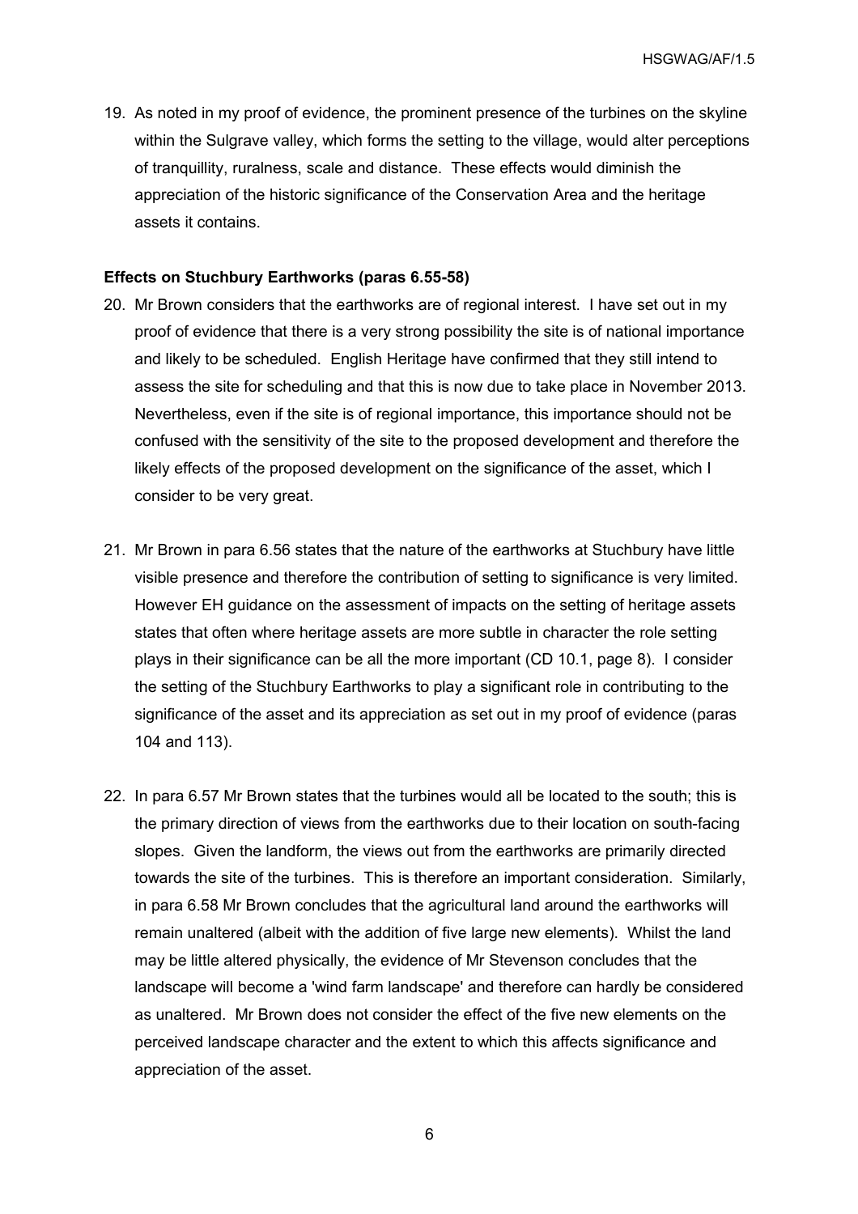19. As noted in my proof of evidence, the prominent presence of the turbines on the skyline within the Sulgrave valley, which forms the setting to the village, would alter perceptions of tranquillity, ruralness, scale and distance. These effects would diminish the appreciation of the historic significance of the Conservation Area and the heritage assets it contains.

**Effects on Stuchbury Earthworks (paras 6.55-58)**

20. Mr Brown considers that the earthworks are of regional interest. I have set out in my proof of evidence that there is a very strong possibility the site is of national importance and likely to be scheduled. English Heritage have confirmed that they still intend to assess the site for scheduling and that this is now due to take place in November 2013. Nevertheless, even if the site is of regional importance, this importance should not be confused with the sensitivity of the site to the proposed development and therefore the likely effects of the proposed development on the significance of the asset, which I consider to be very great.

21. Mr Brown in para 6.56 states that the nature of the earthworks at Stuchbury have little visible presence and therefore the contribution of setting to significance is very limited. However EH guidance on the assessment of impacts on the setting of heritage assets states that often where heritage assets are more subtle in character the role setting plays in their significance can be all the more important (CD 10.1, page 8). I consider the setting of the Stuchbury Earthworks to play a significant role in contributing to the significance of the asset and its appreciation as set out in my proof of evidence (paras 104 and 113).

22. In para 6.57 Mr Brown states that the turbines would all be located to the south; this is the primary direction of views from the earthworks due to their location on south-facing slopes. Given the landform, the views out from the earthworks are primarily directed towards the site of the turbines. This is therefore an important consideration. Similarly, in para 6.58 Mr Brown concludes that the agricultural land around the earthworks will remain unaltered (albeit with the addition of five large new elements). Whilst the land may be little altered physically, the evidence of Mr Stevenson concludes that the landscape will become a 'wind farm landscape' and therefore can hardly be considered as unaltered. Mr Brown does not consider the effect of the five new elements on the perceived landscape character and the extent to which this affects significance and appreciation of the asset.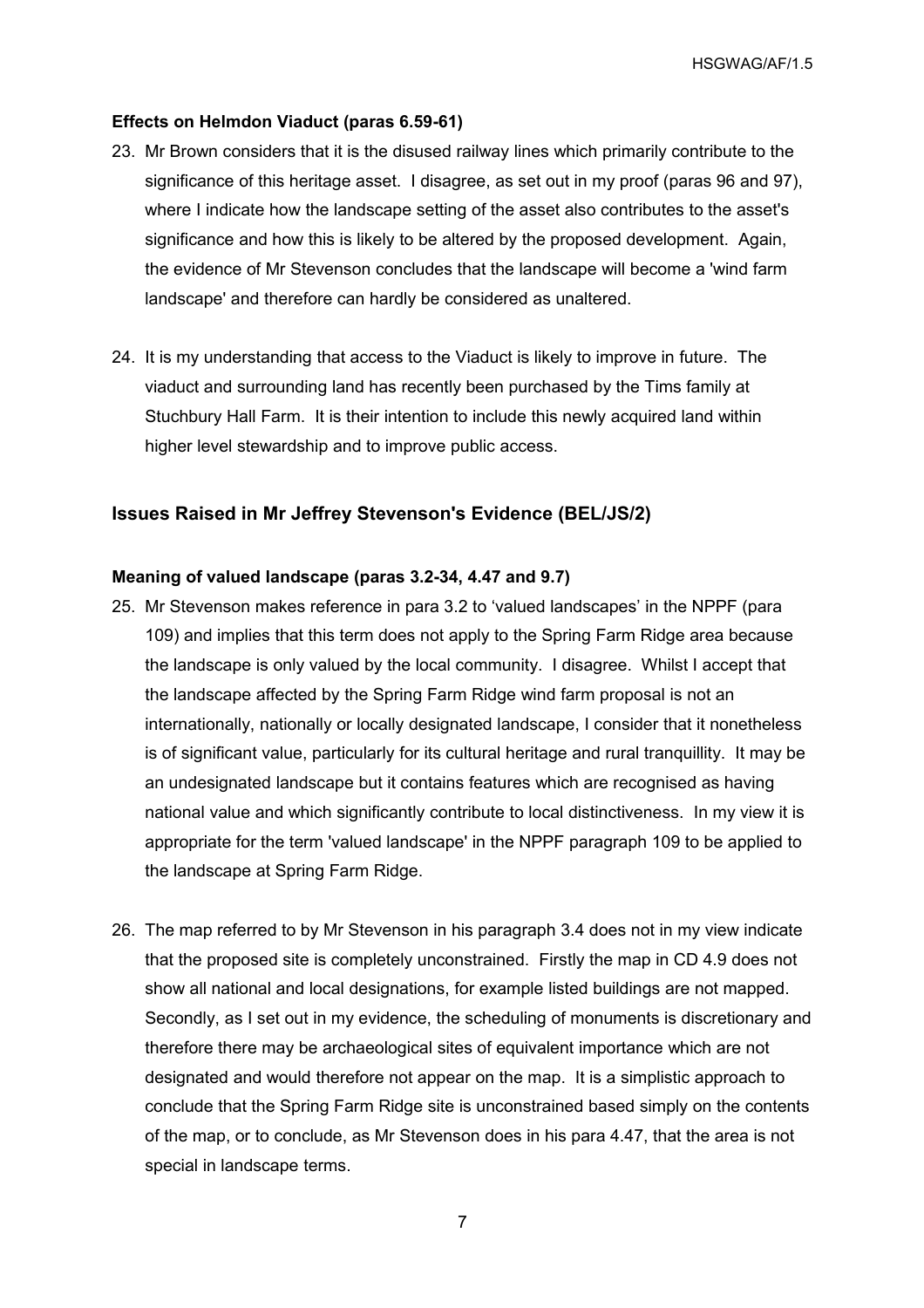**Effects on Helmdon Viaduct (paras 6.59-61)**

23. Mr Brown considers that it is the disused railway lines which primarily contribute to the significance of this heritage asset. I disagree, as set out in my proof (paras 96 and 97), where I indicate how the landscape setting of the asset also contributes to the asset's significance and how this is likely to be altered by the proposed development. Again, the evidence of Mr Stevenson concludes that the landscape will become a 'wind farm landscape' and therefore can hardly be considered as unaltered.

24. It is my understanding that access to the Viaduct is likely to improve in future. The viaduct and surrounding land has recently been purchased by the Tims family at Stuchbury Hall Farm. It is their intention to include this newly acquired land within higher level stewardship and to improve public access.

## Issues Raised in Mr Jeffrey Stevenson's Evidence (BEL/JS/2)

**Meaning of valued landscape (paras 3.2-34, 4.47 and 9.7)**

25. Mr Stevenson makes reference in para 3.2 to 'valued landscapes' in the NPPF (para 109) and implies that this term does not apply to the Spring Farm Ridge area because the landscape is only valued by the local community. I disagree. Whilst I accept that the landscape affected by the Spring Farm Ridge wind farm proposal is not an internationally, nationally or locally designated landscape, I consider that it nonetheless is of significant value, particularly for its cultural heritage and rural tranquillity. It may be an undesignated landscape but it contains features which are recognised as having national value and which significantly contribute to local distinctiveness. In my view it is appropriate for the term 'valued landscape' in the NPPF paragraph 109 to be applied to the landscape at Spring Farm Ridge.

26. The map referred to by Mr Stevenson in his paragraph 3.4 does not in my view indicate that the proposed site is completely unconstrained. Firstly the map in CD 4.9 does not show all national and local designations, for example listed buildings are not mapped. Secondly, as I set out in my evidence, the scheduling of monuments is discretionary and therefore there may be archaeological sites of equivalent importance which are not designated and would therefore not appear on the map. It is a simplistic approach to conclude that the Spring Farm Ridge site is unconstrained based simply on the contents of the map, or to conclude, as Mr Stevenson does in his para 4.47, that the area is not special in landscape terms.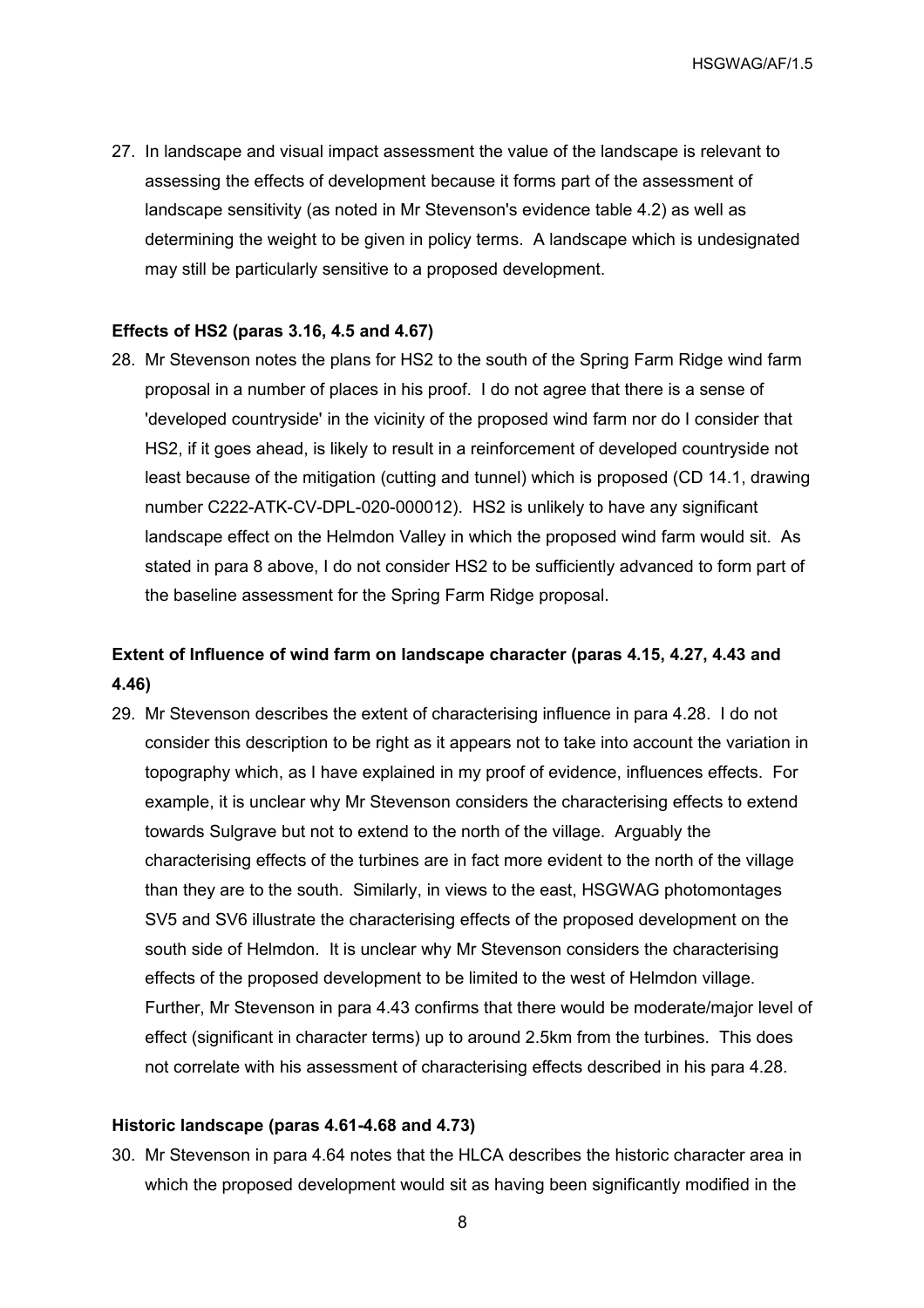27. In landscape and visual impact assessment the value of the landscape is relevant to assessing the effects of development because it forms part of the assessment of landscape sensitivity (as noted in Mr Stevenson's evidence table 4.2) as well as determining the weight to be given in policy terms. A landscape which is undesignated may still be particularly sensitive to a proposed development.

**Effects of HS2 (paras 3.16, 4.5 and 4.67)**

28. Mr Stevenson notes the plans for HS2 to the south of the Spring Farm Ridge wind farm proposal in a number of places in his proof. I do not agree that there is a sense of 'developed countryside' in the vicinity of the proposed wind farm nor do I consider that HS2, if it goes ahead, is likely to result in a reinforcement of developed countryside not least because of the mitigation (cutting and tunnel) which is proposed (CD 14.1, drawing number C222-ATK-CV-DPL-020-000012). HS2 is unlikely to have any significant landscape effect on the Helmdon Valley in which the proposed wind farm would sit. As stated in para 8 above, I do not consider HS2 to be sufficiently advanced to form part of the baseline assessment for the Spring Farm Ridge proposal.

**Extent of Influence of wind farm on landscape character (paras 4.15, 4.27, 4.43 and 4.46)**

29. Mr Stevenson describes the extent of characterising influence in para 4.28. I do not consider this description to be right as it appears not to take into account the variation in topography which, as I have explained in my proof of evidence, influences effects. For example, it is unclear why Mr Stevenson considers the characterising effects to extend towards Sulgrave but not to extend to the north of the village. Arguably the characterising effects of the turbines are in fact more evident to the north of the village than they are to the south. Similarly, in views to the east, HSGWAG photomontages SV5 and SV6 illustrate the characterising effects of the proposed development on the south side of Helmdon. It is unclear why Mr Stevenson considers the characterising effects of the proposed development to be limited to the west of Helmdon village. Further, Mr Stevenson in para 4.43 confirms that there would be moderate/major level of effect (significant in character terms) up to around 2.5km from the turbines. This does not correlate with his assessment of characterising effects described in his para 4.28.

**Historic landscape (paras 4.61-4.68 and 4.73)**

30. Mr Stevenson in para 4.64 notes that the HLCA describes the historic character area in which the proposed development would sit as having been significantly modified in the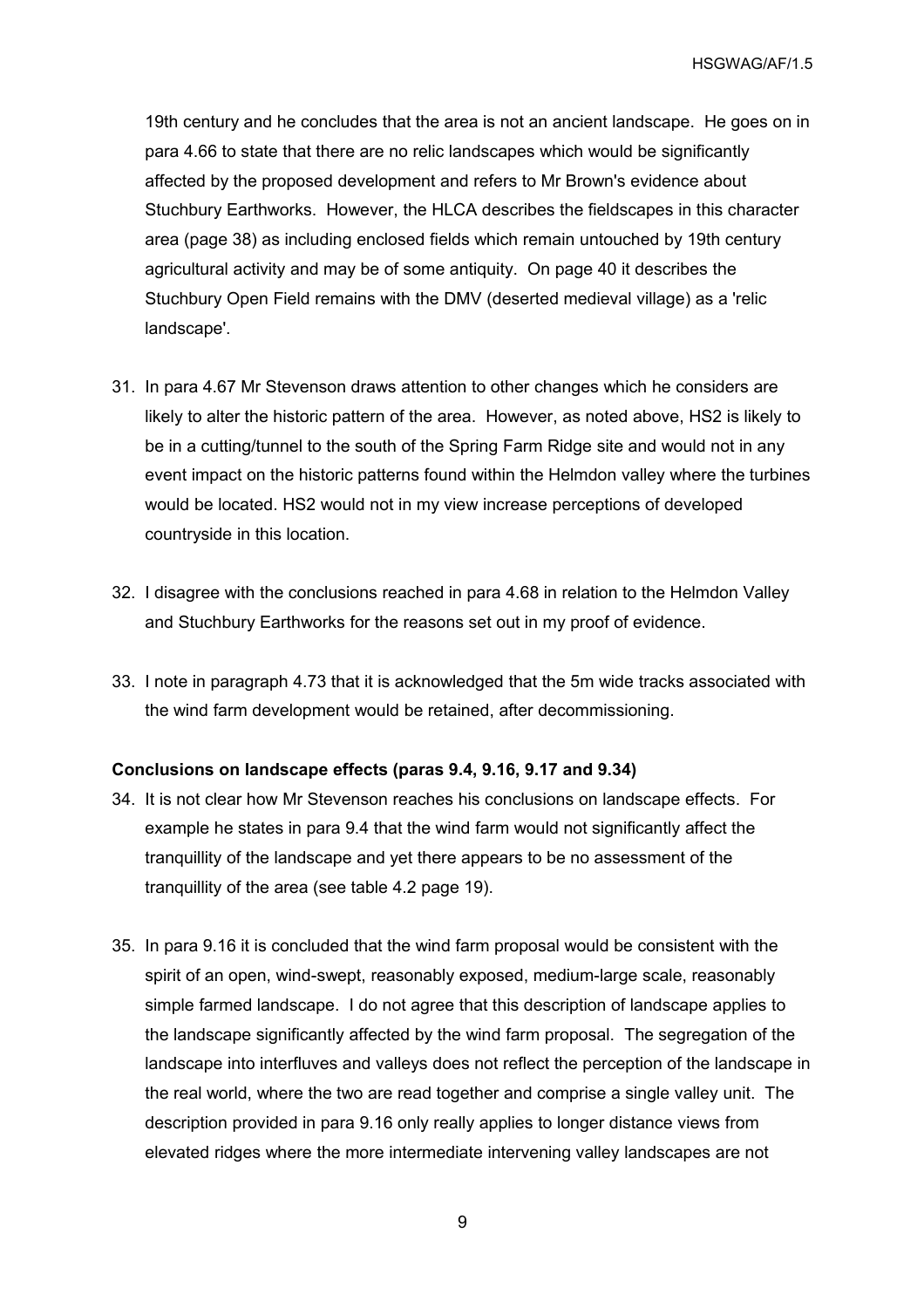19th century and he concludes that the area is not an ancient landscape. He goes on in para 4.66 to state that there are no relic landscapes which would be significantly affected by the proposed development and refers to Mr Brown's evidence about Stuchbury Earthworks. However, the HLCA describes the fieldscapes in this character area (page 38) as including enclosed fields which remain untouched by 19th century agricultural activity and may be of some antiquity. On page 40 it describes the Stuchbury Open Field remains with the DMV (deserted medieval village) as a 'relic landscape'.

31. In para 4.67 Mr Stevenson draws attention to other changes which he considers are likely to alter the historic pattern of the area. However, as noted above, HS2 is likely to be in a cutting/tunnel to the south of the Spring Farm Ridge site and would not in any event impact on the historic patterns found within the Helmdon valley where the turbines would be located. HS2 would not in my view increase perceptions of developed countryside in this location.

32. I disagree with the conclusions reached in para 4.68 in relation to the Helmdon Valley and Stuchbury Earthworks for the reasons set out in my proof of evidence.

33. I note in paragraph 4.73 that it is acknowledged that the 5m wide tracks associated with the wind farm development would be retained, after decommissioning.

**Conclusions on landscape effects (paras 9.4, 9.16, 9.17 and 9.34)**

34. It is not clear how Mr Stevenson reaches his conclusions on landscape effects. For example he states in para 9.4 that the wind farm would not significantly affect the tranquillity of the landscape and yet there appears to be no assessment of the tranquillity of the area (see table 4.2 page 19).

35. In para 9.16 it is concluded that the wind farm proposal would be consistent with the spirit of an open, wind-swept, reasonably exposed, medium-large scale, reasonably simple farmed landscape. I do not agree that this description of landscape applies to the landscape significantly affected by the wind farm proposal. The segregation of the landscape into interfluves and valleys does not reflect the perception of the landscape in the real world, where the two are read together and comprise a single valley unit. The description provided in para 9.16 only really applies to longer distance views from elevated ridges where the more intermediate intervening valley landscapes are not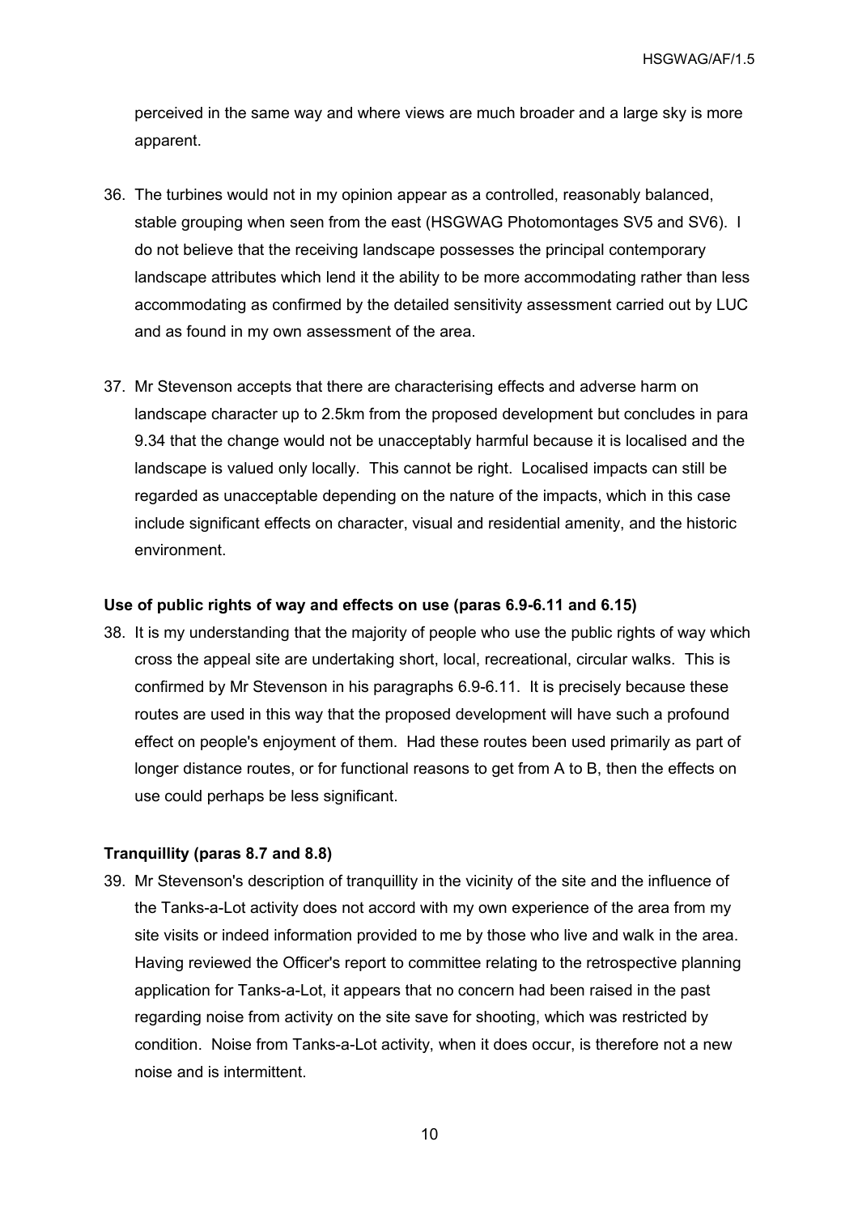perceived in the same way and where views are much broader and a large sky is more apparent.

36. The turbines would not in my opinion appear as a controlled, reasonably balanced, stable grouping when seen from the east (HSGWAG Photomontages SV5 and SV6). I do not believe that the receiving landscape possesses the principal contemporary landscape attributes which lend it the ability to be more accommodating rather than less accommodating as confirmed by the detailed sensitivity assessment carried out by LUC and as found in my own assessment of the area.

37. Mr Stevenson accepts that there are characterising effects and adverse harm on landscape character up to 2.5km from the proposed development but concludes in para 9.34 that the change would not be unacceptably harmful because it is localised and the landscape is valued only locally. This cannot be right. Localised impacts can still be regarded as unacceptable depending on the nature of the impacts, which in this case include significant effects on character, visual and residential amenity, and the historic environment.

**Use of public rights of way and effects on use (paras 6.9-6.11 and 6.15)**

38. It is my understanding that the majority of people who use the public rights of way which cross the appeal site are undertaking short, local, recreational, circular walks. This is confirmed by Mr Stevenson in his paragraphs 6.9-6.11. It is precisely because these routes are used in this way that the proposed development will have such a profound effect on people's enjoyment of them. Had these routes been used primarily as part of longer distance routes, or for functional reasons to get from A to B, then the effects on use could perhaps be less significant.

**Tranquillity (paras 8.7 and 8.8)**

39. Mr Stevenson's description of tranquillity in the vicinity of the site and the influence of the Tanks-a-Lot activity does not accord with my own experience of the area from my site visits or indeed information provided to me by those who live and walk in the area. Having reviewed the Officer's report to committee relating to the retrospective planning application for Tanks-a-Lot, it appears that no concern had been raised in the past regarding noise from activity on the site save for shooting, which was restricted by condition. Noise from Tanks-a-Lot activity, when it does occur, is therefore not a new noise and is intermittent.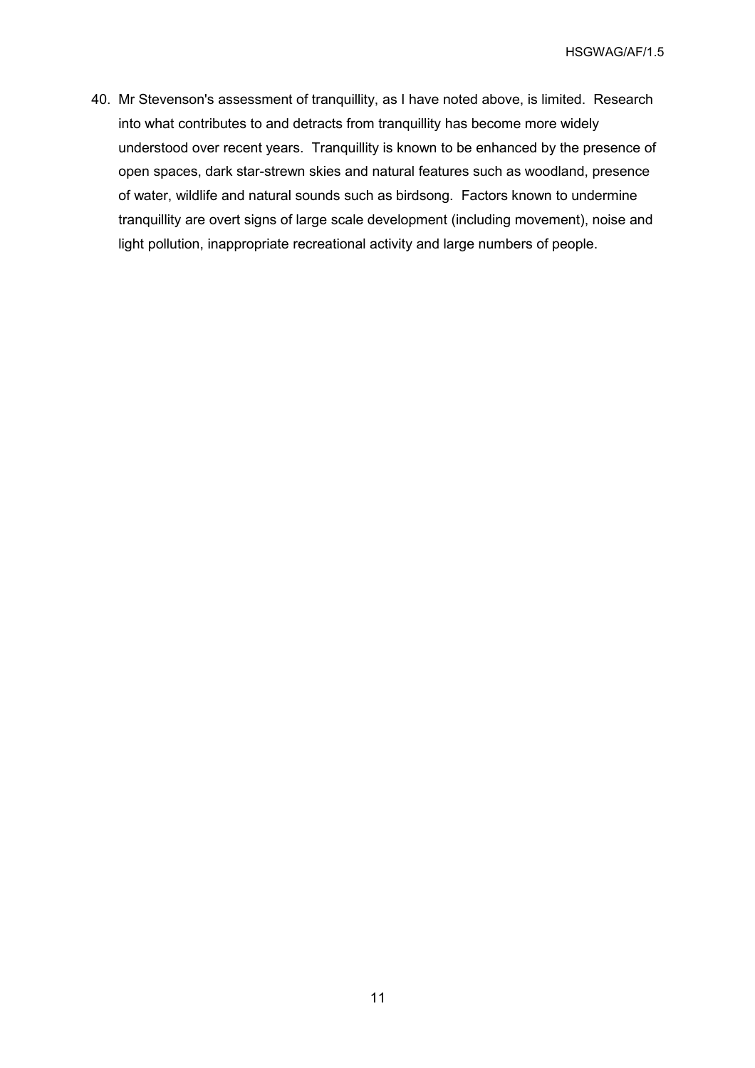40. Mr Stevenson's assessment of tranquillity, as I have noted above, is limited. Research into what contributes to and detracts from tranquillity has become more widely understood over recent years. Tranquillity is known to be enhanced by the presence of open spaces, dark star-strewn skies and natural features such as woodland, presence of water, wildlife and natural sounds such as birdsong. Factors known to undermine tranquillity are overt signs of large scale development (including movement), noise and light pollution, inappropriate recreational activity and large numbers of people.